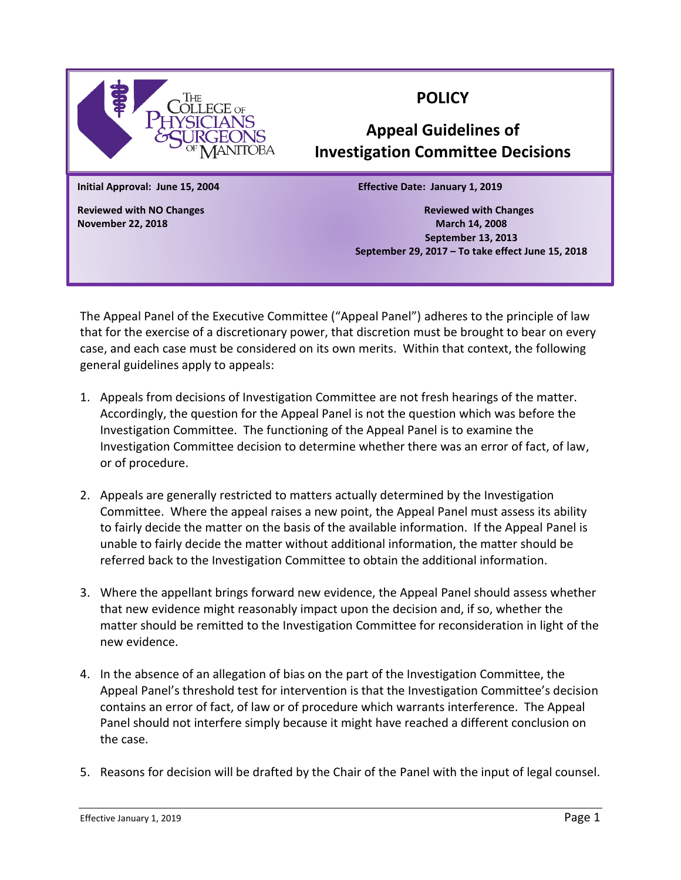# POLICY

## Appeal Guidelines of Investigation Committee Decisions

The College of Physicians & Surgeons of Manitoba

**Initial Approval: June 15, 2004**

**Effective Date: January 1, 2019**

**Reviewed with NO Changes**
**November 22, 2018**

**Reviewed with Changes**
**March 14, 2008**
**September 13, 2013**
**September 29, 2017 – To take effect June 15, 2018**

The Appeal Panel of the Executive Committee ("Appeal Panel") adheres to the principle of law that for the exercise of a discretionary power, that discretion must be brought to bear on every case, and each case must be considered on its own merits. Within that context, the following general guidelines apply to appeals:

1. Appeals from decisions of Investigation Committee are not fresh hearings of the matter. Accordingly, the question for the Appeal Panel is not the question which was before the Investigation Committee. The functioning of the Appeal Panel is to examine the Investigation Committee decision to determine whether there was an error of fact, of law, or of procedure.

2. Appeals are generally restricted to matters actually determined by the Investigation Committee. Where the appeal raises a new point, the Appeal Panel must assess its ability to fairly decide the matter on the basis of the available information. If the Appeal Panel is unable to fairly decide the matter without additional information, the matter should be referred back to the Investigation Committee to obtain the additional information.

3. Where the appellant brings forward new evidence, the Appeal Panel should assess whether that new evidence might reasonably impact upon the decision and, if so, whether the matter should be remitted to the Investigation Committee for reconsideration in light of the new evidence.

4. In the absence of an allegation of bias on the part of the Investigation Committee, the Appeal Panel's threshold test for intervention is that the Investigation Committee's decision contains an error of fact, of law or of procedure which warrants interference. The Appeal Panel should not interfere simply because it might have reached a different conclusion on the case.

5. Reasons for decision will be drafted by the Chair of the Panel with the input of legal counsel.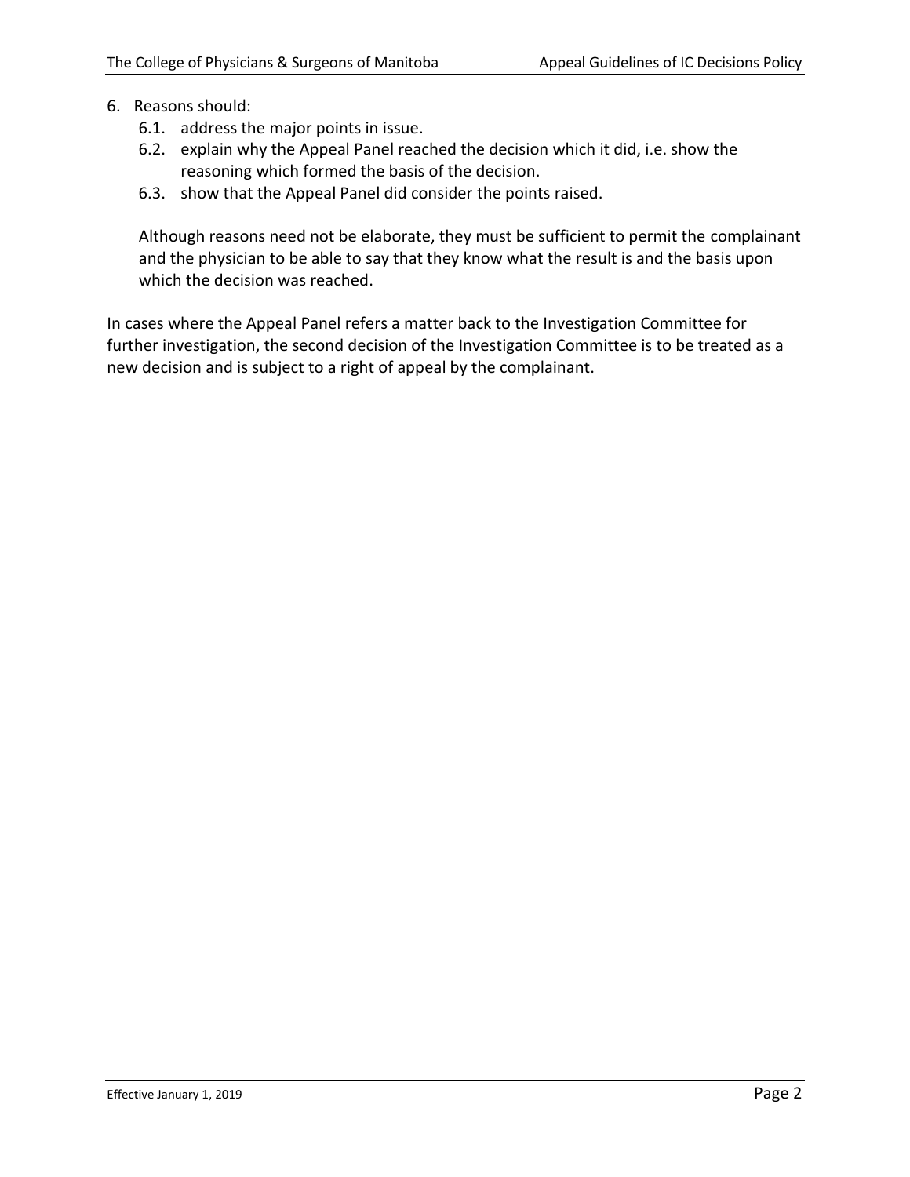6. Reasons should:
    6.1. address the major points in issue.
    6.2. explain why the Appeal Panel reached the decision which it did, i.e. show the reasoning which formed the basis of the decision.
    6.3. show that the Appeal Panel did consider the points raised.

    Although reasons need not be elaborate, they must be sufficient to permit the complainant and the physician to be able to say that they know what the result is and the basis upon which the decision was reached.

In cases where the Appeal Panel refers a matter back to the Investigation Committee for further investigation, the second decision of the Investigation Committee is to be treated as a new decision and is subject to a right of appeal by the complainant.